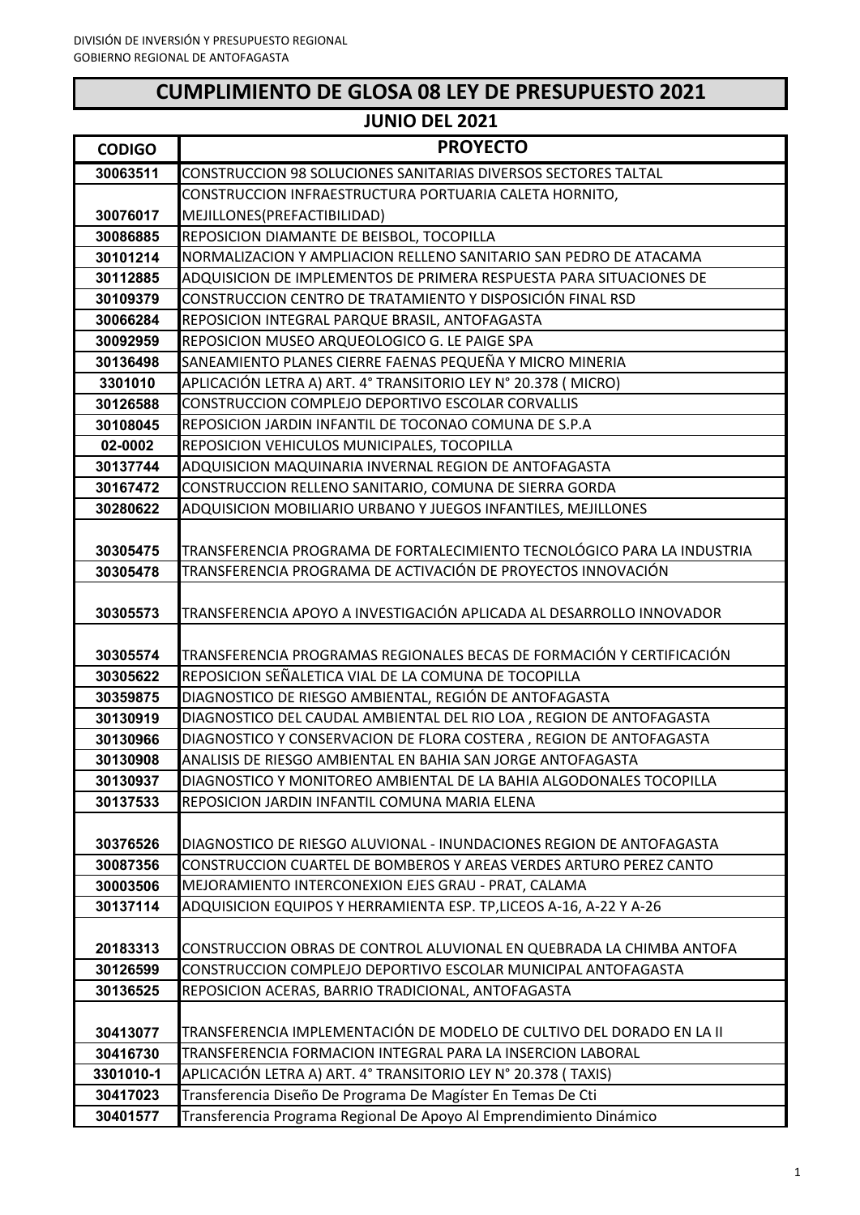DIVISIÓN DE INVERSIÓN Y PRESUPUESTO REGIONAL
GOBIERNO REGIONAL DE ANTOFAGASTA

# CUMPLIMIENTO DE GLOSA 08 LEY DE PRESUPUESTO 2021

## JUNIO DEL 2021

| CODIGO | PROYECTO |
|---|---|
| 30063511 | CONSTRUCCION 98 SOLUCIONES SANITARIAS DIVERSOS SECTORES TALTAL |
| 30076017 | CONSTRUCCION INFRAESTRUCTURA PORTUARIA CALETA HORNITO, MEJILLONES(PREFACTIBILIDAD) |
| 30086885 | REPOSICION DIAMANTE DE BEISBOL, TOCOPILLA |
| 30101214 | NORMALIZACION Y AMPLIACION RELLENO SANITARIO SAN PEDRO DE ATACAMA |
| 30112885 | ADQUISICION DE IMPLEMENTOS DE PRIMERA RESPUESTA PARA SITUACIONES DE |
| 30109379 | CONSTRUCCION CENTRO DE TRATAMIENTO Y DISPOSICIÓN FINAL RSD |
| 30066284 | REPOSICION INTEGRAL PARQUE BRASIL, ANTOFAGASTA |
| 30092959 | REPOSICION MUSEO ARQUEOLOGICO G. LE PAIGE SPA |
| 30136498 | SANEAMIENTO PLANES CIERRE FAENAS PEQUEÑA Y MICRO MINERIA |
| 3301010 | APLICACIÓN LETRA A) ART. 4° TRANSITORIO LEY N° 20.378 ( MICRO) |
| 30126588 | CONSTRUCCION COMPLEJO DEPORTIVO ESCOLAR CORVALLIS |
| 30108045 | REPOSICION JARDIN INFANTIL DE TOCONAO COMUNA DE S.P.A |
| 02-0002 | REPOSICION VEHICULOS MUNICIPALES, TOCOPILLA |
| 30137744 | ADQUISICION MAQUINARIA INVERNAL REGION DE ANTOFAGASTA |
| 30167472 | CONSTRUCCION RELLENO SANITARIO, COMUNA DE SIERRA GORDA |
| 30280622 | ADQUISICION MOBILIARIO URBANO Y JUEGOS INFANTILES, MEJILLONES |
| 30305475 | TRANSFERENCIA PROGRAMA DE FORTALECIMIENTO TECNOLÓGICO PARA LA INDUSTRIA |
| 30305478 | TRANSFERENCIA PROGRAMA DE ACTIVACIÓN DE PROYECTOS INNOVACIÓN |
| 30305573 | TRANSFERENCIA APOYO A INVESTIGACIÓN APLICADA AL DESARROLLO INNOVADOR |
| 30305574 | TRANSFERENCIA PROGRAMAS REGIONALES BECAS DE FORMACIÓN Y CERTIFICACIÓN |
| 30305622 | REPOSICION SEÑALETICA VIAL DE LA COMUNA DE TOCOPILLA |
| 30359875 | DIAGNOSTICO DE RIESGO AMBIENTAL, REGIÓN DE ANTOFAGASTA |
| 30130919 | DIAGNOSTICO DEL CAUDAL AMBIENTAL DEL RIO LOA , REGION DE ANTOFAGASTA |
| 30130966 | DIAGNOSTICO Y CONSERVACION DE FLORA COSTERA , REGION DE ANTOFAGASTA |
| 30130908 | ANALISIS DE RIESGO AMBIENTAL EN BAHIA SAN JORGE ANTOFAGASTA |
| 30130937 | DIAGNOSTICO Y MONITOREO AMBIENTAL DE LA BAHIA ALGODONALES TOCOPILLA |
| 30137533 | REPOSICION JARDIN INFANTIL COMUNA MARIA ELENA |
| 30376526 | DIAGNOSTICO DE RIESGO ALUVIONAL - INUNDACIONES REGION DE ANTOFAGASTA |
| 30087356 | CONSTRUCCION CUARTEL DE BOMBEROS Y AREAS VERDES ARTURO PEREZ CANTO |
| 30003506 | MEJORAMIENTO INTERCONEXION EJES GRAU - PRAT, CALAMA |
| 30137114 | ADQUISICION EQUIPOS Y HERRAMIENTA ESP. TP,LICEOS A-16, A-22 Y A-26 |
| 20183313 | CONSTRUCCION OBRAS DE CONTROL ALUVIONAL EN QUEBRADA LA CHIMBA ANTOFA |
| 30126599 | CONSTRUCCION COMPLEJO DEPORTIVO ESCOLAR MUNICIPAL ANTOFAGASTA |
| 30136525 | REPOSICION ACERAS, BARRIO TRADICIONAL, ANTOFAGASTA |
| 30413077 | TRANSFERENCIA IMPLEMENTACIÓN DE MODELO DE CULTIVO DEL DORADO EN LA II |
| 30416730 | TRANSFERENCIA FORMACION INTEGRAL PARA LA INSERCION LABORAL |
| 3301010-1 | APLICACIÓN LETRA A) ART. 4° TRANSITORIO LEY N° 20.378 ( TAXIS) |
| 30417023 | Transferencia Diseño De Programa De Magíster En Temas De Cti |
| 30401577 | Transferencia Programa Regional De Apoyo Al Emprendimiento Dinámico |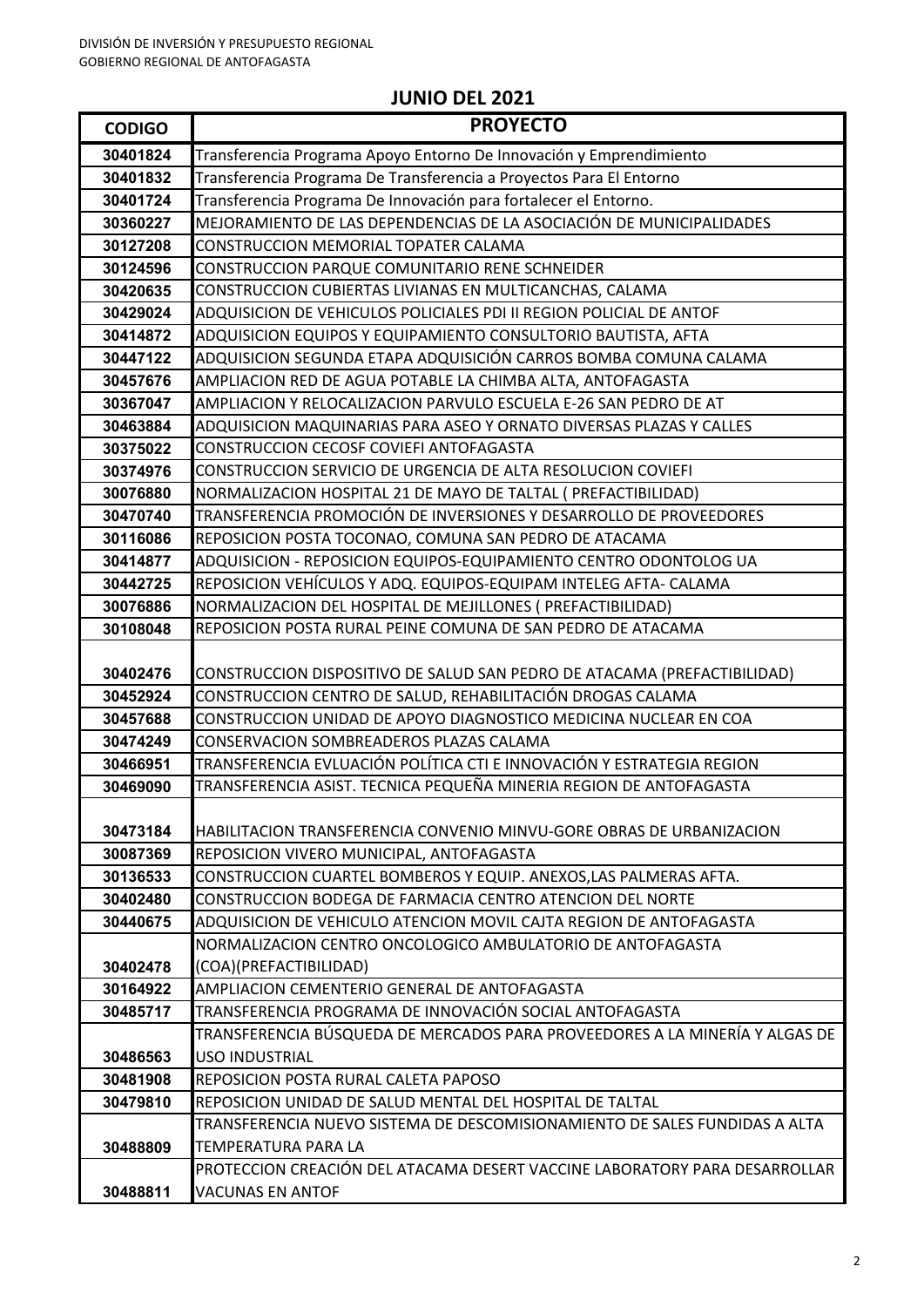DIVISIÓN DE INVERSIÓN Y PRESUPUESTO REGIONAL
GOBIERNO REGIONAL DE ANTOFAGASTA

## JUNIO DEL 2021

| CODIGO | PROYECTO |
|---|---|
| 30401824 | Transferencia Programa Apoyo Entorno De Innovación y Emprendimiento |
| 30401832 | Transferencia Programa De Transferencia a Proyectos Para El Entorno |
| 30401724 | Transferencia Programa De Innovación para fortalecer el Entorno. |
| 30360227 | MEJORAMIENTO DE LAS DEPENDENCIAS DE LA ASOCIACIÓN DE MUNICIPALIDADES |
| 30127208 | CONSTRUCCION MEMORIAL TOPATER CALAMA |
| 30124596 | CONSTRUCCION PARQUE COMUNITARIO RENE SCHNEIDER |
| 30420635 | CONSTRUCCION CUBIERTAS LIVIANAS EN MULTICANCHAS, CALAMA |
| 30429024 | ADQUISICION DE VEHICULOS POLICIALES PDI II REGION POLICIAL DE ANTOF |
| 30414872 | ADQUISICION EQUIPOS Y EQUIPAMIENTO CONSULTORIO BAUTISTA, AFTA |
| 30447122 | ADQUISICION SEGUNDA ETAPA ADQUISICIÓN CARROS BOMBA COMUNA CALAMA |
| 30457676 | AMPLIACION RED DE AGUA POTABLE LA CHIMBA ALTA, ANTOFAGASTA |
| 30367047 | AMPLIACION Y RELOCALIZACION PARVULO ESCUELA E-26 SAN PEDRO DE AT |
| 30463884 | ADQUISICION MAQUINARIAS PARA ASEO Y ORNATO DIVERSAS PLAZAS Y CALLES |
| 30375022 | CONSTRUCCION CECOSF COVIEFI ANTOFAGASTA |
| 30374976 | CONSTRUCCION SERVICIO DE URGENCIA DE ALTA RESOLUCION COVIEFI |
| 30076880 | NORMALIZACION HOSPITAL 21 DE MAYO DE TALTAL ( PREFACTIBILIDAD) |
| 30470740 | TRANSFERENCIA PROMOCIÓN DE INVERSIONES Y DESARROLLO DE PROVEEDORES |
| 30116086 | REPOSICION POSTA TOCONAO, COMUNA SAN PEDRO DE ATACAMA |
| 30414877 | ADQUISICION - REPOSICION EQUIPOS-EQUIPAMIENTO CENTRO ODONTOLOG UA |
| 30442725 | REPOSICION VEHÍCULOS Y ADQ. EQUIPOS-EQUIPAM INTELEG AFTA- CALAMA |
| 30076886 | NORMALIZACION DEL HOSPITAL DE MEJILLONES ( PREFACTIBILIDAD) |
| 30108048 | REPOSICION POSTA RURAL PEINE COMUNA DE SAN PEDRO DE ATACAMA |
| 30402476 | CONSTRUCCION DISPOSITIVO DE SALUD SAN PEDRO DE ATACAMA (PREFACTIBILIDAD) |
| 30452924 | CONSTRUCCION CENTRO DE SALUD, REHABILITACIÓN DROGAS CALAMA |
| 30457688 | CONSTRUCCION UNIDAD DE APOYO DIAGNOSTICO MEDICINA NUCLEAR EN COA |
| 30474249 | CONSERVACION SOMBREADEROS PLAZAS CALAMA |
| 30466951 | TRANSFERENCIA EVLUACIÓN POLÍTICA CTI E INNOVACIÓN Y ESTRATEGIA REGION |
| 30469090 | TRANSFERENCIA ASIST. TECNICA PEQUEÑA MINERIA REGION DE ANTOFAGASTA |
| 30473184 | HABILITACION TRANSFERENCIA CONVENIO MINVU-GORE OBRAS DE URBANIZACION |
| 30087369 | REPOSICION VIVERO MUNICIPAL, ANTOFAGASTA |
| 30136533 | CONSTRUCCION CUARTEL BOMBEROS Y EQUIP. ANEXOS,LAS PALMERAS AFTA. |
| 30402480 | CONSTRUCCION BODEGA DE FARMACIA CENTRO ATENCION DEL NORTE |
| 30440675 | ADQUISICION DE VEHICULO ATENCION MOVIL CAJTA REGION DE ANTOFAGASTA |
| 30402478 | NORMALIZACION CENTRO ONCOLOGICO AMBULATORIO DE ANTOFAGASTA (COA)(PREFACTIBILIDAD) |
| 30164922 | AMPLIACION CEMENTERIO GENERAL DE ANTOFAGASTA |
| 30485717 | TRANSFERENCIA PROGRAMA DE INNOVACIÓN SOCIAL ANTOFAGASTA |
| 30486563 | TRANSFERENCIA BÚSQUEDA DE MERCADOS PARA PROVEEDORES A LA MINERÍA Y ALGAS DE USO INDUSTRIAL |
| 30481908 | REPOSICION POSTA RURAL CALETA PAPOSO |
| 30479810 | REPOSICION UNIDAD DE SALUD MENTAL DEL HOSPITAL DE TALTAL |
| 30488809 | TRANSFERENCIA NUEVO SISTEMA DE DESCOMISIONAMIENTO DE SALES FUNDIDAS A ALTA TEMPERATURA PARA LA |
| 30488811 | PROTECCION CREACIÓN DEL ATACAMA DESERT VACCINE LABORATORY PARA DESARROLLAR VACUNAS EN ANTOF |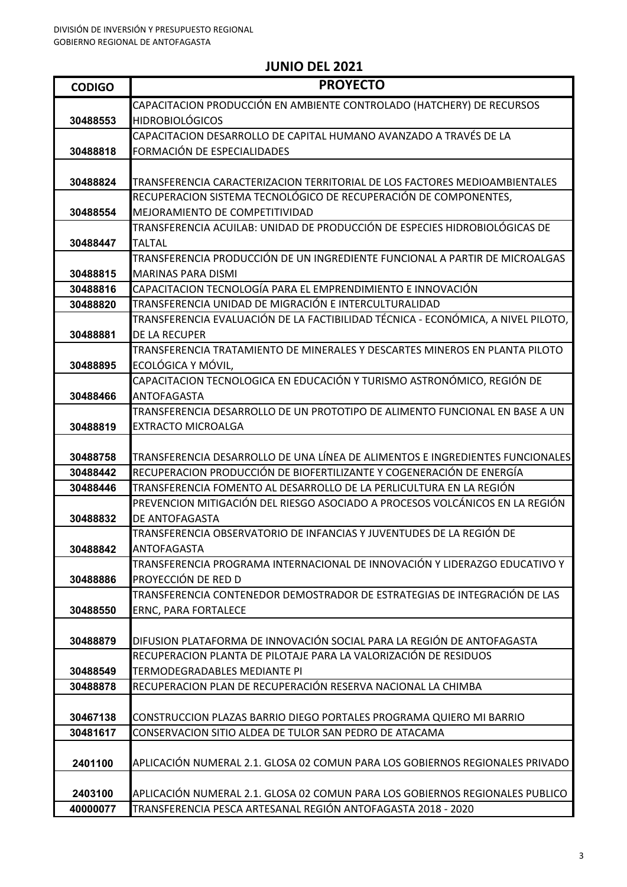DIVISIÓN DE INVERSIÓN Y PRESUPUESTO REGIONAL
GOBIERNO REGIONAL DE ANTOFAGASTA

## JUNIO DEL 2021

| CODIGO | PROYECTO |
|---|---|
| 30488553 | CAPACITACION PRODUCCIÓN EN AMBIENTE CONTROLADO (HATCHERY) DE RECURSOS HIDROBIOLÓGICOS |
| 30488818 | CAPACITACION DESARROLLO DE CAPITAL HUMANO AVANZADO A TRAVÉS DE LA FORMACIÓN DE ESPECIALIDADES |
| 30488824 | TRANSFERENCIA CARACTERIZACION TERRITORIAL DE LOS FACTORES MEDIOAMBIENTALES |
| 30488554 | RECUPERACION SISTEMA TECNOLÓGICO DE RECUPERACIÓN DE COMPONENTES, MEJORAMIENTO DE COMPETITIVIDAD |
| 30488447 | TRANSFERENCIA ACUILAB: UNIDAD DE PRODUCCIÓN DE ESPECIES HIDROBIOLÓGICAS DE TALTAL |
| 30488815 | TRANSFERENCIA PRODUCCIÓN DE UN INGREDIENTE FUNCIONAL A PARTIR DE MICROALGAS MARINAS PARA DISMI |
| 30488816 | CAPACITACION TECNOLOGÍA PARA EL EMPRENDIMIENTO E INNOVACIÓN |
| 30488820 | TRANSFERENCIA UNIDAD DE MIGRACIÓN E INTERCULTURALIDAD |
| 30488881 | TRANSFERENCIA EVALUACIÓN DE LA FACTIBILIDAD TÉCNICA - ECONÓMICA, A NIVEL PILOTO, DE LA RECUPER |
| 30488895 | TRANSFERENCIA TRATAMIENTO DE MINERALES Y DESCARTES MINEROS EN PLANTA PILOTO ECOLÓGICA Y MÓVIL, |
| 30488466 | CAPACITACION TECNOLOGICA EN EDUCACIÓN Y TURISMO ASTRONÓMICO, REGIÓN DE ANTOFAGASTA |
| 30488819 | TRANSFERENCIA DESARROLLO DE UN PROTOTIPO DE ALIMENTO FUNCIONAL EN BASE A UN EXTRACTO MICROALGA |
| 30488758 | TRANSFERENCIA DESARROLLO DE UNA LÍNEA DE ALIMENTOS E INGREDIENTES FUNCIONALES |
| 30488442 | RECUPERACION PRODUCCIÓN DE BIOFERTILIZANTE Y COGENERACIÓN DE ENERGÍA |
| 30488446 | TRANSFERENCIA FOMENTO AL DESARROLLO DE LA PERLICULTURA EN LA REGIÓN |
| 30488832 | PREVENCION MITIGACIÓN DEL RIESGO ASOCIADO A PROCESOS VOLCÁNICOS EN LA REGIÓN DE ANTOFAGASTA |
| 30488842 | TRANSFERENCIA OBSERVATORIO DE INFANCIAS Y JUVENTUDES DE LA REGIÓN DE ANTOFAGASTA |
| 30488886 | TRANSFERENCIA PROGRAMA INTERNACIONAL DE INNOVACIÓN Y LIDERAZGO EDUCATIVO Y PROYECCIÓN DE RED D |
| 30488550 | TRANSFERENCIA CONTENEDOR DEMOSTRADOR DE ESTRATEGIAS DE INTEGRACIÓN DE LAS ERNC, PARA FORTALECE |
| 30488879 | DIFUSION PLATAFORMA DE INNOVACIÓN SOCIAL PARA LA REGIÓN DE ANTOFAGASTA |
| 30488549 | RECUPERACION PLANTA DE PILOTAJE PARA LA VALORIZACIÓN DE RESIDUOS TERMODEGRADABLES MEDIANTE PI |
| 30488878 | RECUPERACION PLAN DE RECUPERACIÓN RESERVA NACIONAL LA CHIMBA |
| 30467138 | CONSTRUCCION PLAZAS BARRIO DIEGO PORTALES PROGRAMA QUIERO MI BARRIO |
| 30481617 | CONSERVACION SITIO ALDEA DE TULOR SAN PEDRO DE ATACAMA |
| 2401100 | APLICACIÓN NUMERAL 2.1. GLOSA 02 COMUN PARA LOS GOBIERNOS REGIONALES PRIVADO |
| 2403100 | APLICACIÓN NUMERAL 2.1. GLOSA 02 COMUN PARA LOS GOBIERNOS REGIONALES PUBLICO |
| 40000077 | TRANSFERENCIA PESCA ARTESANAL REGIÓN ANTOFAGASTA 2018 - 2020 |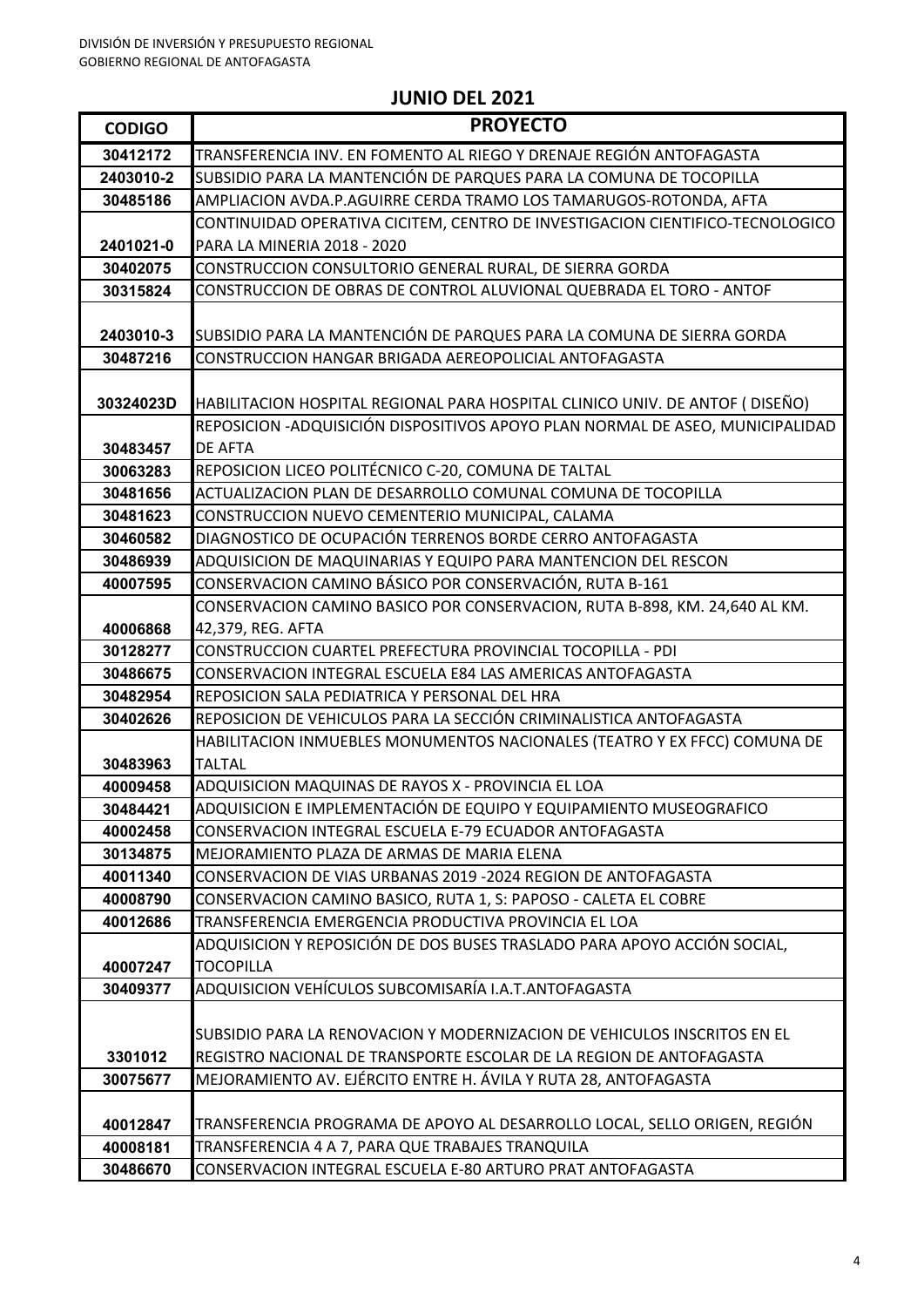DIVISIÓN DE INVERSIÓN Y PRESUPUESTO REGIONAL
GOBIERNO REGIONAL DE ANTOFAGASTA

## JUNIO DEL 2021

| CODIGO | PROYECTO |
|---|---|
| 30412172 | TRANSFERENCIA INV. EN FOMENTO AL RIEGO Y DRENAJE REGIÓN ANTOFAGASTA |
| 2403010-2 | SUBSIDIO PARA LA MANTENCIÓN DE PARQUES PARA LA COMUNA DE TOCOPILLA |
| 30485186 | AMPLIACION AVDA.P.AGUIRRE CERDA TRAMO LOS TAMARUGOS-ROTONDA, AFTA |
| 2401021-0 | CONTINUIDAD OPERATIVA CICITEM, CENTRO DE INVESTIGACION CIENTIFICO-TECNOLOGICO PARA LA MINERIA 2018 - 2020 |
| 30402075 | CONSTRUCCION CONSULTORIO GENERAL RURAL, DE SIERRA GORDA |
| 30315824 | CONSTRUCCION DE OBRAS DE CONTROL ALUVIONAL QUEBRADA EL TORO - ANTOF |
| 2403010-3 | SUBSIDIO PARA LA MANTENCIÓN DE PARQUES PARA LA COMUNA DE SIERRA GORDA |
| 30487216 | CONSTRUCCION HANGAR BRIGADA AEREOPOLICIAL ANTOFAGASTA |
| 30324023D | HABILITACION HOSPITAL REGIONAL PARA HOSPITAL CLINICO UNIV. DE ANTOF ( DISEÑO) |
| 30483457 | REPOSICION -ADQUISICIÓN DISPOSITIVOS APOYO PLAN NORMAL DE ASEO, MUNICIPALIDAD DE AFTA |
| 30063283 | REPOSICION LICEO POLITÉCNICO C-20, COMUNA DE TALTAL |
| 30481656 | ACTUALIZACION PLAN DE DESARROLLO COMUNAL COMUNA DE TOCOPILLA |
| 30481623 | CONSTRUCCION NUEVO CEMENTERIO MUNICIPAL, CALAMA |
| 30460582 | DIAGNOSTICO DE OCUPACIÓN TERRENOS BORDE CERRO ANTOFAGASTA |
| 30486939 | ADQUISICION DE MAQUINARIAS Y EQUIPO PARA MANTENCION DEL RESCON |
| 40007595 | CONSERVACION CAMINO BÁSICO POR CONSERVACIÓN, RUTA B-161 |
| 40006868 | CONSERVACION CAMINO BASICO POR CONSERVACION, RUTA B-898, KM. 24,640 AL KM. 42,379, REG. AFTA |
| 30128277 | CONSTRUCCION CUARTEL PREFECTURA PROVINCIAL TOCOPILLA - PDI |
| 30486675 | CONSERVACION INTEGRAL ESCUELA E84 LAS AMERICAS ANTOFAGASTA |
| 30482954 | REPOSICION SALA PEDIATRICA Y PERSONAL DEL HRA |
| 30402626 | REPOSICION DE VEHICULOS PARA LA SECCIÓN CRIMINALISTICA ANTOFAGASTA |
| 30483963 | HABILITACION INMUEBLES MONUMENTOS NACIONALES (TEATRO Y EX FFCC) COMUNA DE TALTAL |
| 40009458 | ADQUISICION MAQUINAS DE RAYOS X - PROVINCIA EL LOA |
| 30484421 | ADQUISICION E IMPLEMENTACIÓN DE EQUIPO Y EQUIPAMIENTO MUSEOGRAFICO |
| 40002458 | CONSERVACION INTEGRAL ESCUELA E-79 ECUADOR ANTOFAGASTA |
| 30134875 | MEJORAMIENTO PLAZA DE ARMAS DE MARIA ELENA |
| 40011340 | CONSERVACION DE VIAS URBANAS 2019 -2024 REGION DE ANTOFAGASTA |
| 40008790 | CONSERVACION CAMINO BASICO, RUTA 1, S: PAPOSO - CALETA EL COBRE |
| 40012686 | TRANSFERENCIA EMERGENCIA PRODUCTIVA PROVINCIA EL LOA |
| 40007247 | ADQUISICION Y REPOSICIÓN DE DOS BUSES TRASLADO PARA APOYO ACCIÓN SOCIAL, TOCOPILLA |
| 30409377 | ADQUISICION VEHÍCULOS SUBCOMISARÍA I.A.T.ANTOFAGASTA |
| 3301012 | SUBSIDIO PARA LA RENOVACION Y MODERNIZACION DE VEHICULOS INSCRITOS EN EL REGISTRO NACIONAL DE TRANSPORTE ESCOLAR DE LA REGION DE ANTOFAGASTA |
| 30075677 | MEJORAMIENTO AV. EJÉRCITO ENTRE H. ÁVILA Y RUTA 28, ANTOFAGASTA |
| 40012847 | TRANSFERENCIA PROGRAMA DE APOYO AL DESARROLLO LOCAL, SELLO ORIGEN, REGIÓN |
| 40008181 | TRANSFERENCIA 4 A 7, PARA QUE TRABAJES TRANQUILA |
| 30486670 | CONSERVACION INTEGRAL ESCUELA E-80 ARTURO PRAT ANTOFAGASTA |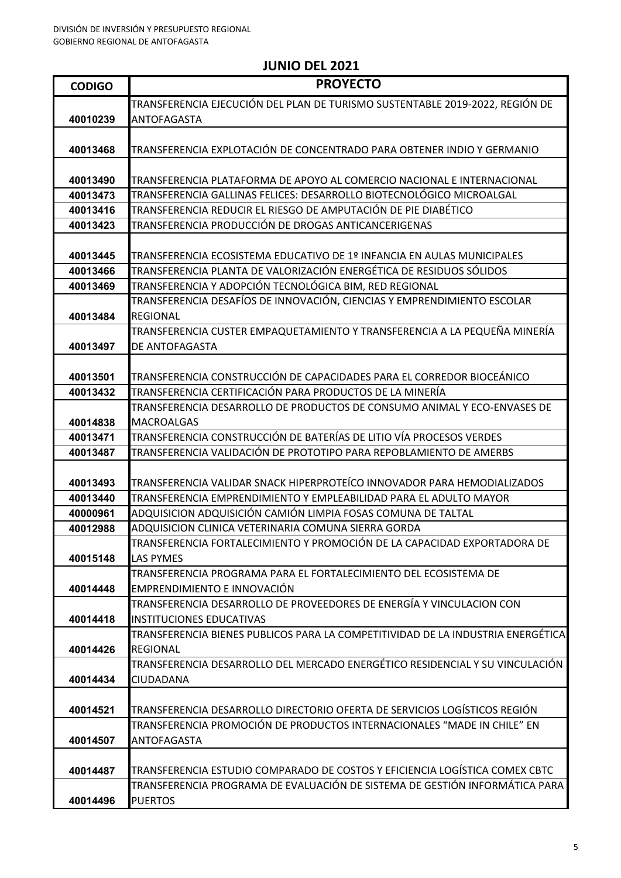DIVISIÓN DE INVERSIÓN Y PRESUPUESTO REGIONAL
GOBIERNO REGIONAL DE ANTOFAGASTA

## JUNIO DEL 2021

| CODIGO | PROYECTO |
|---|---|
| 40010239 | TRANSFERENCIA EJECUCIÓN DEL PLAN DE TURISMO SUSTENTABLE 2019-2022, REGIÓN DE ANTOFAGASTA |
| 40013468 | TRANSFERENCIA EXPLOTACIÓN DE CONCENTRADO PARA OBTENER INDIO Y GERMANIO |
| 40013490 | TRANSFERENCIA PLATAFORMA DE APOYO AL COMERCIO NACIONAL E INTERNACIONAL |
| 40013473 | TRANSFERENCIA GALLINAS FELICES: DESARROLLO BIOTECNOLÓGICO MICROALGAL |
| 40013416 | TRANSFERENCIA REDUCIR EL RIESGO DE AMPUTACIÓN DE PIE DIABÉTICO |
| 40013423 | TRANSFERENCIA PRODUCCIÓN DE DROGAS ANTICANCERIGENAS |
| 40013445 | TRANSFERENCIA ECOSISTEMA EDUCATIVO DE 1º INFANCIA EN AULAS MUNICIPALES |
| 40013466 | TRANSFERENCIA PLANTA DE VALORIZACIÓN ENERGÉTICA DE RESIDUOS SÓLIDOS |
| 40013469 | TRANSFERENCIA Y ADOPCIÓN TECNOLÓGICA BIM, RED REGIONAL |
| 40013484 | TRANSFERENCIA DESAFÍOS DE INNOVACIÓN, CIENCIAS Y EMPRENDIMIENTO ESCOLAR REGIONAL |
| 40013497 | TRANSFERENCIA CUSTER EMPAQUETAMIENTO Y TRANSFERENCIA A LA PEQUEÑA MINERÍA DE ANTOFAGASTA |
| 40013501 | TRANSFERENCIA CONSTRUCCIÓN DE CAPACIDADES PARA EL CORREDOR BIOCEÁNICO |
| 40013432 | TRANSFERENCIA CERTIFICACIÓN PARA PRODUCTOS DE LA MINERÍA |
| 40014838 | TRANSFERENCIA DESARROLLO DE PRODUCTOS DE CONSUMO ANIMAL Y ECO-ENVASES DE MACROALGAS |
| 40013471 | TRANSFERENCIA CONSTRUCCIÓN DE BATERÍAS DE LITIO VÍA PROCESOS VERDES |
| 40013487 | TRANSFERENCIA VALIDACIÓN DE PROTOTIPO PARA REPOBLAMIENTO DE AMERBS |
| 40013493 | TRANSFERENCIA VALIDAR SNACK HIPERPROTEÍCO INNOVADOR PARA HEMODIALIZADOS |
| 40013440 | TRANSFERENCIA EMPRENDIMIENTO Y EMPLEABILIDAD PARA EL ADULTO MAYOR |
| 40000961 | ADQUISICION ADQUISICIÓN CAMIÓN LIMPIA FOSAS COMUNA DE TALTAL |
| 40012988 | ADQUISICION CLINICA VETERINARIA COMUNA SIERRA GORDA |
| 40015148 | TRANSFERENCIA FORTALECIMIENTO Y PROMOCIÓN DE LA CAPACIDAD EXPORTADORA DE LAS PYMES |
| 40014448 | TRANSFERENCIA PROGRAMA PARA EL FORTALECIMIENTO DEL ECOSISTEMA DE EMPRENDIMIENTO E INNOVACIÓN |
| 40014418 | TRANSFERENCIA DESARROLLO DE PROVEEDORES DE ENERGÍA Y VINCULACION CON INSTITUCIONES EDUCATIVAS |
| 40014426 | TRANSFERENCIA BIENES PUBLICOS PARA LA COMPETITIVIDAD DE LA INDUSTRIA ENERGÉTICA REGIONAL |
| 40014434 | TRANSFERENCIA DESARROLLO DEL MERCADO ENERGÉTICO RESIDENCIAL Y SU VINCULACIÓN CIUDADANA |
| 40014521 | TRANSFERENCIA DESARROLLO DIRECTORIO OFERTA DE SERVICIOS LOGÍSTICOS REGIÓN |
| 40014507 | TRANSFERENCIA PROMOCIÓN DE PRODUCTOS INTERNACIONALES “MADE IN CHILE” EN ANTOFAGASTA |
| 40014487 | TRANSFERENCIA ESTUDIO COMPARADO DE COSTOS Y EFICIENCIA LOGÍSTICA COMEX CBTC |
| 40014496 | TRANSFERENCIA PROGRAMA DE EVALUACIÓN DE SISTEMA DE GESTIÓN INFORMÁTICA PARA PUERTOS |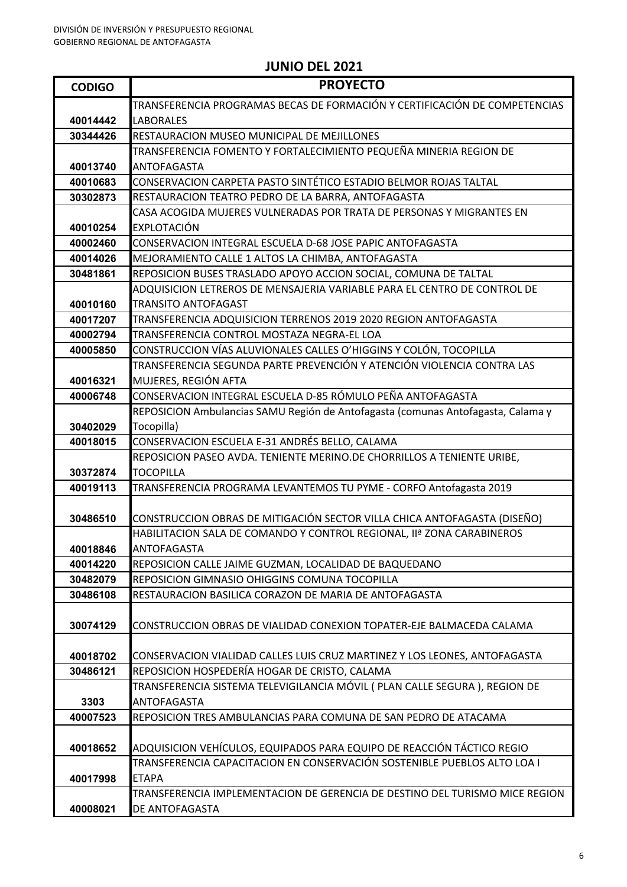DIVISIÓN DE INVERSIÓN Y PRESUPUESTO REGIONAL
GOBIERNO REGIONAL DE ANTOFAGASTA

## JUNIO DEL 2021

| CODIGO | PROYECTO |
|---|---|
| 40014442 | TRANSFERENCIA PROGRAMAS BECAS DE FORMACIÓN Y CERTIFICACIÓN DE COMPETENCIAS LABORALES |
| 30344426 | RESTAURACION MUSEO MUNICIPAL DE MEJILLONES |
| 40013740 | TRANSFERENCIA FOMENTO Y FORTALECIMIENTO PEQUEÑA MINERIA REGION DE ANTOFAGASTA |
| 40010683 | CONSERVACION CARPETA PASTO SINTÉTICO ESTADIO BELMOR ROJAS TALTAL |
| 30302873 | RESTAURACION TEATRO PEDRO DE LA BARRA, ANTOFAGASTA |
| 40010254 | CASA ACOGIDA MUJERES VULNERADAS POR TRATA DE PERSONAS Y MIGRANTES EN EXPLOTACIÓN |
| 40002460 | CONSERVACION INTEGRAL ESCUELA D-68 JOSE PAPIC ANTOFAGASTA |
| 40014026 | MEJORAMIENTO CALLE 1 ALTOS LA CHIMBA, ANTOFAGASTA |
| 30481861 | REPOSICION BUSES TRASLADO APOYO ACCION SOCIAL, COMUNA DE TALTAL |
| 40010160 | ADQUISICION LETREROS DE MENSAJERIA VARIABLE PARA EL CENTRO DE CONTROL DE TRANSITO ANTOFAGAST |
| 40017207 | TRANSFERENCIA ADQUISICION TERRENOS 2019 2020 REGION ANTOFAGASTA |
| 40002794 | TRANSFERENCIA CONTROL MOSTAZA NEGRA-EL LOA |
| 40005850 | CONSTRUCCION VÍAS ALUVIONALES CALLES O'HIGGINS Y COLÓN, TOCOPILLA |
| 40016321 | TRANSFERENCIA SEGUNDA PARTE PREVENCIÓN Y ATENCIÓN VIOLENCIA CONTRA LAS MUJERES, REGIÓN AFTA |
| 40006748 | CONSERVACION INTEGRAL ESCUELA D-85 RÓMULO PEÑA ANTOFAGASTA |
| 30402029 | REPOSICION Ambulancias SAMU Región de Antofagasta (comunas Antofagasta, Calama y Tocopilla) |
| 40018015 | CONSERVACION ESCUELA E-31 ANDRÉS BELLO, CALAMA |
| 30372874 | REPOSICION PASEO AVDA. TENIENTE MERINO.DE CHORRILLOS A TENIENTE URIBE, TOCOPILLA |
| 40019113 | TRANSFERENCIA PROGRAMA LEVANTEMOS TU PYME - CORFO Antofagasta 2019 |
| 30486510 | CONSTRUCCION OBRAS DE MITIGACIÓN SECTOR VILLA CHICA ANTOFAGASTA (DISEÑO) |
| 40018846 | HABILITACION SALA DE COMANDO Y CONTROL REGIONAL, IIª ZONA CARABINEROS ANTOFAGASTA |
| 40014220 | REPOSICION CALLE JAIME GUZMAN, LOCALIDAD DE BAQUEDANO |
| 30482079 | REPOSICION GIMNASIO OHIGGINS COMUNA TOCOPILLA |
| 30486108 | RESTAURACION BASILICA CORAZON DE MARIA DE ANTOFAGASTA |
| 30074129 | CONSTRUCCION OBRAS DE VIALIDAD CONEXION TOPATER-EJE BALMACEDA CALAMA |
| 40018702 | CONSERVACION VIALIDAD CALLES LUIS CRUZ MARTINEZ Y LOS LEONES, ANTOFAGASTA |
| 30486121 | REPOSICION HOSPEDERÍA HOGAR DE CRISTO, CALAMA |
| 3303 | TRANSFERENCIA SISTEMA TELEVIGILANCIA MÓVIL ( PLAN CALLE SEGURA ), REGION DE ANTOFAGASTA |
| 40007523 | REPOSICION TRES AMBULANCIAS PARA COMUNA DE SAN PEDRO DE ATACAMA |
| 40018652 | ADQUISICION VEHÍCULOS, EQUIPADOS PARA EQUIPO DE REACCIÓN TÁCTICO REGIO |
| 40017998 | TRANSFERENCIA CAPACITACION EN CONSERVACIÓN SOSTENIBLE PUEBLOS ALTO LOA I ETAPA |
| 40008021 | TRANSFERENCIA IMPLEMENTACION DE GERENCIA DE DESTINO DEL TURISMO MICE REGION DE ANTOFAGASTA |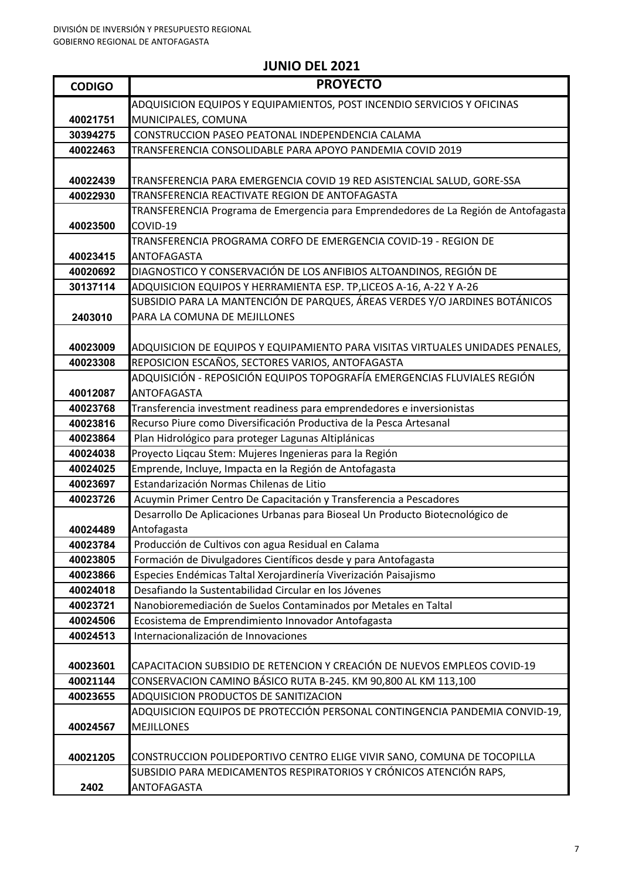DIVISIÓN DE INVERSIÓN Y PRESUPUESTO REGIONAL
GOBIERNO REGIONAL DE ANTOFAGASTA

## JUNIO DEL 2021

| CODIGO | PROYECTO |
|---|---|
| 40021751 | ADQUISICION EQUIPOS Y EQUIPAMIENTOS, POST INCENDIO SERVICIOS Y OFICINAS MUNICIPALES, COMUNA |
| 30394275 | CONSTRUCCION PASEO PEATONAL INDEPENDENCIA CALAMA |
| 40022463 | TRANSFERENCIA CONSOLIDABLE PARA APOYO PANDEMIA COVID 2019 |
| 40022439 | TRANSFERENCIA PARA EMERGENCIA COVID 19 RED ASISTENCIAL SALUD, GORE-SSA |
| 40022930 | TRANSFERENCIA REACTIVATE REGION DE ANTOFAGASTA |
| 40023500 | TRANSFERENCIA Programa de Emergencia para Emprendedores de La Región de Antofagasta COVID-19 |
| 40023415 | TRANSFERENCIA PROGRAMA CORFO DE EMERGENCIA COVID-19 - REGION DE ANTOFAGASTA |
| 40020692 | DIAGNOSTICO Y CONSERVACIÓN DE LOS ANFIBIOS ALTOANDINOS, REGIÓN DE |
| 30137114 | ADQUISICION EQUIPOS Y HERRAMIENTA ESP. TP,LICEOS A-16, A-22 Y A-26 |
| 2403010 | SUBSIDIO PARA LA MANTENCIÓN DE PARQUES, ÁREAS VERDES Y/O JARDINES BOTÁNICOS PARA LA COMUNA DE MEJILLONES |
| 40023009 | ADQUISICION DE EQUIPOS Y EQUIPAMIENTO PARA VISITAS VIRTUALES UNIDADES PENALES, |
| 40023308 | REPOSICION ESCAÑOS, SECTORES VARIOS, ANTOFAGASTA |
| 40012087 | ADQUISICIÓN - REPOSICIÓN EQUIPOS TOPOGRAFÍA EMERGENCIAS FLUVIALES REGIÓN ANTOFAGASTA |
| 40023768 | Transferencia investment readiness para emprendedores e inversionistas |
| 40023816 | Recurso Piure como Diversificación Productiva de la Pesca Artesanal |
| 40023864 | Plan Hidrológico para proteger Lagunas Altiplánicas |
| 40024038 | Proyecto Liqcau Stem: Mujeres Ingenieras para la Región |
| 40024025 | Emprende, Incluye, Impacta en la Región de Antofagasta |
| 40023697 | Estandarización Normas Chilenas de Litio |
| 40023726 | Acuymin Primer Centro De Capacitación y Transferencia a Pescadores |
| 40024489 | Desarrollo De Aplicaciones Urbanas para Bioseal Un Producto Biotecnológico de Antofagasta |
| 40023784 | Producción de Cultivos con agua Residual en Calama |
| 40023805 | Formación de Divulgadores Científicos desde y para Antofagasta |
| 40023866 | Especies Endémicas Taltal Xerojardinería Viverización Paisajismo |
| 40024018 | Desafiando la Sustentabilidad Circular en los Jóvenes |
| 40023721 | Nanobioremediación de Suelos Contaminados por Metales en Taltal |
| 40024506 | Ecosistema de Emprendimiento Innovador Antofagasta |
| 40024513 | Internacionalización de Innovaciones |
| 40023601 | CAPACITACION SUBSIDIO DE RETENCION Y CREACIÓN DE NUEVOS EMPLEOS COVID-19 |
| 40021144 | CONSERVACION CAMINO BÁSICO RUTA B-245. KM 90,800 AL KM 113,100 |
| 40023655 | ADQUISICION PRODUCTOS DE SANITIZACION |
| 40024567 | ADQUISICION EQUIPOS DE PROTECCIÓN PERSONAL CONTINGENCIA PANDEMIA CONVID-19, MEJILLONES |
| 40021205 | CONSTRUCCION POLIDEPORTIVO CENTRO ELIGE VIVIR SANO, COMUNA DE TOCOPILLA |
| 2402 | SUBSIDIO PARA MEDICAMENTOS RESPIRATORIOS Y CRÓNICOS ATENCIÓN RAPS, ANTOFAGASTA |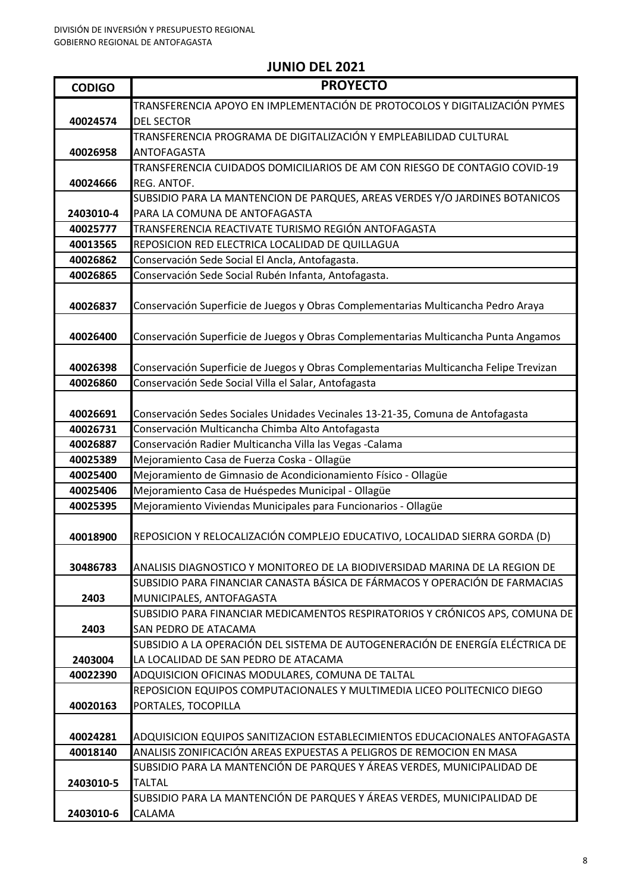DIVISIÓN DE INVERSIÓN Y PRESUPUESTO REGIONAL
GOBIERNO REGIONAL DE ANTOFAGASTA

## JUNIO DEL 2021

| CODIGO | PROYECTO |
|---|---|
| 40024574 | TRANSFERENCIA APOYO EN IMPLEMENTACIÓN DE PROTOCOLOS Y DIGITALIZACIÓN PYMES DEL SECTOR |
| 40026958 | TRANSFERENCIA PROGRAMA DE DIGITALIZACIÓN Y EMPLEABILIDAD CULTURAL ANTOFAGASTA |
| 40024666 | TRANSFERENCIA CUIDADOS DOMICILIARIOS DE AM CON RIESGO DE CONTAGIO COVID-19 REG. ANTOF. |
| 2403010-4 | SUBSIDIO PARA LA MANTENCION DE PARQUES, AREAS VERDES Y/O JARDINES BOTANICOS PARA LA COMUNA DE ANTOFAGASTA |
| 40025777 | TRANSFERENCIA REACTIVATE TURISMO REGIÓN ANTOFAGASTA |
| 40013565 | REPOSICION RED ELECTRICA LOCALIDAD DE QUILLAGUA |
| 40026862 | Conservación Sede Social El Ancla, Antofagasta. |
| 40026865 | Conservación Sede Social Rubén Infanta, Antofagasta. |
| 40026837 | Conservación Superficie de Juegos y Obras Complementarias Multicancha Pedro Araya |
| 40026400 | Conservación Superficie de Juegos y Obras Complementarias Multicancha Punta Angamos |
| 40026398 | Conservación Superficie de Juegos y Obras Complementarias Multicancha Felipe Trevizan |
| 40026860 | Conservación Sede Social Villa el Salar, Antofagasta |
| 40026691 | Conservación Sedes Sociales Unidades Vecinales 13-21-35, Comuna de Antofagasta |
| 40026731 | Conservación Multicancha Chimba Alto Antofagasta |
| 40026887 | Conservación Radier Multicancha Villa las Vegas -Calama |
| 40025389 | Mejoramiento Casa de Fuerza Coska - Ollagüe |
| 40025400 | Mejoramiento de Gimnasio de Acondicionamiento Físico - Ollagüe |
| 40025406 | Mejoramiento Casa de Huéspedes Municipal - Ollagüe |
| 40025395 | Mejoramiento Viviendas Municipales para Funcionarios - Ollagüe |
| 40018900 | REPOSICION Y RELOCALIZACIÓN COMPLEJO EDUCATIVO, LOCALIDAD SIERRA GORDA (D) |
| 30486783 | ANALISIS DIAGNOSTICO Y MONITOREO DE LA BIODIVERSIDAD MARINA DE LA REGION DE |
| 2403 | SUBSIDIO PARA FINANCIAR CANASTA BÁSICA DE FÁRMACOS Y OPERACIÓN DE FARMACIAS MUNICIPALES, ANTOFAGASTA |
| 2403 | SUBSIDIO PARA FINANCIAR MEDICAMENTOS RESPIRATORIOS Y CRÓNICOS APS, COMUNA DE SAN PEDRO DE ATACAMA |
| 2403004 | SUBSIDIO A LA OPERACIÓN DEL SISTEMA DE AUTOGENERACIÓN DE ENERGÍA ELÉCTRICA DE LA LOCALIDAD DE SAN PEDRO DE ATACAMA |
| 40022390 | ADQUISICION OFICINAS MODULARES, COMUNA DE TALTAL |
| 40020163 | REPOSICION EQUIPOS COMPUTACIONALES Y MULTIMEDIA LICEO POLITECNICO DIEGO PORTALES, TOCOPILLA |
| 40024281 | ADQUISICION EQUIPOS SANITIZACION ESTABLECIMIENTOS EDUCACIONALES ANTOFAGASTA |
| 40018140 | ANALISIS ZONIFICACIÓN AREAS EXPUESTAS A PELIGROS DE REMOCION EN MASA |
| 2403010-5 | SUBSIDIO PARA LA MANTENCIÓN DE PARQUES Y ÁREAS VERDES, MUNICIPALIDAD DE TALTAL |
| 2403010-6 | SUBSIDIO PARA LA MANTENCIÓN DE PARQUES Y ÁREAS VERDES, MUNICIPALIDAD DE CALAMA |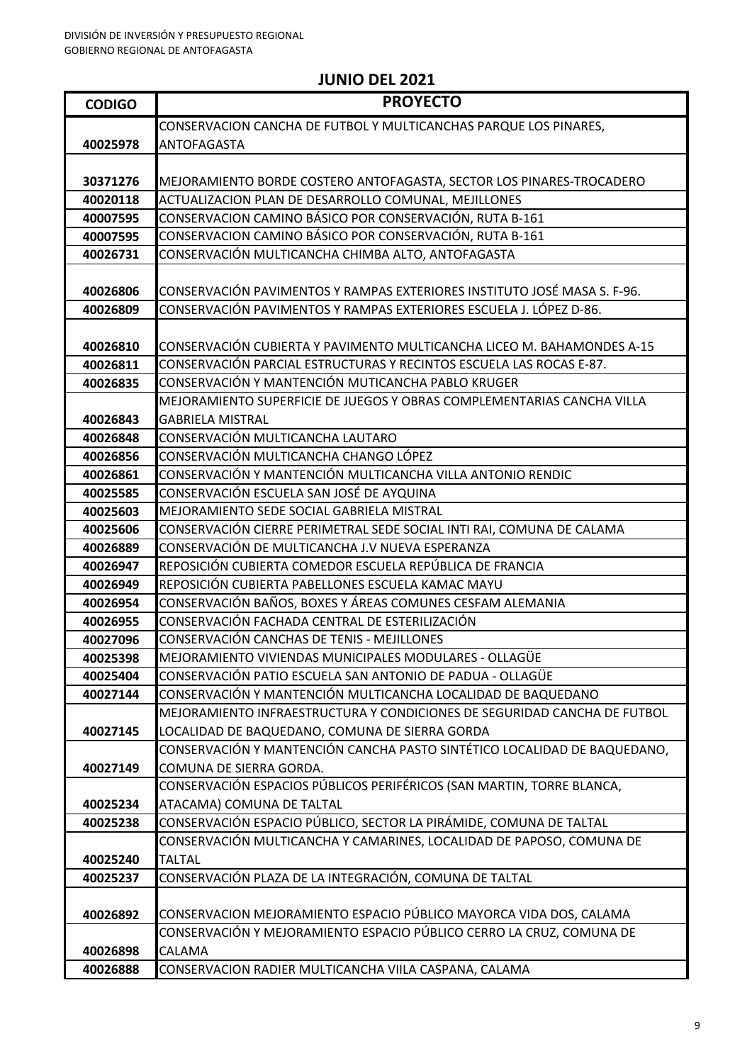## JUNIO DEL 2021

| CODIGO | PROYECTO |
|---|---|
| 40025978 | CONSERVACION CANCHA DE FUTBOL Y MULTICANCHAS PARQUE LOS PINARES, ANTOFAGASTA |
| 30371276 | MEJORAMIENTO BORDE COSTERO ANTOFAGASTA, SECTOR LOS PINARES-TROCADERO |
| 40020118 | ACTUALIZACION PLAN DE DESARROLLO COMUNAL, MEJILLONES |
| 40007595 | CONSERVACION CAMINO BÁSICO POR CONSERVACIÓN, RUTA B-161 |
| 40007595 | CONSERVACION CAMINO BÁSICO POR CONSERVACIÓN, RUTA B-161 |
| 40026731 | CONSERVACIÓN MULTICANCHA CHIMBA ALTO, ANTOFAGASTA |
| 40026806 | CONSERVACIÓN PAVIMENTOS Y RAMPAS EXTERIORES INSTITUTO JOSÉ MASA S. F-96. |
| 40026809 | CONSERVACIÓN PAVIMENTOS Y RAMPAS EXTERIORES ESCUELA J. LÓPEZ D-86. |
| 40026810 | CONSERVACIÓN CUBIERTA Y PAVIMENTO MULTICANCHA LICEO M. BAHAMONDES A-15 |
| 40026811 | CONSERVACIÓN PARCIAL ESTRUCTURAS Y RECINTOS ESCUELA LAS ROCAS E-87. |
| 40026835 | CONSERVACIÓN Y MANTENCIÓN MUTICANCHA PABLO KRUGER |
| 40026843 | MEJORAMIENTO SUPERFICIE DE JUEGOS Y OBRAS COMPLEMENTARIAS CANCHA VILLA GABRIELA MISTRAL |
| 40026848 | CONSERVACIÓN MULTICANCHA LAUTARO |
| 40026856 | CONSERVACIÓN MULTICANCHA CHANGO LÓPEZ |
| 40026861 | CONSERVACIÓN Y MANTENCIÓN MULTICANCHA VILLA ANTONIO RENDIC |
| 40025585 | CONSERVACIÓN ESCUELA SAN JOSÉ DE AYQUINA |
| 40025603 | MEJORAMIENTO SEDE SOCIAL GABRIELA MISTRAL |
| 40025606 | CONSERVACIÓN CIERRE PERIMETRAL SEDE SOCIAL INTI RAI, COMUNA DE CALAMA |
| 40026889 | CONSERVACIÓN DE MULTICANCHA J.V NUEVA ESPERANZA |
| 40026947 | REPOSICIÓN CUBIERTA COMEDOR ESCUELA REPÚBLICA DE FRANCIA |
| 40026949 | REPOSICIÓN CUBIERTA PABELLONES ESCUELA KAMAC MAYU |
| 40026954 | CONSERVACIÓN BAÑOS, BOXES Y ÁREAS COMUNES CESFAM ALEMANIA |
| 40026955 | CONSERVACIÓN FACHADA CENTRAL DE ESTERILIZACIÓN |
| 40027096 | CONSERVACIÓN CANCHAS DE TENIS - MEJILLONES |
| 40025398 | MEJORAMIENTO VIVIENDAS MUNICIPALES MODULARES - OLLAGÜE |
| 40025404 | CONSERVACIÓN PATIO ESCUELA SAN ANTONIO DE PADUA - OLLAGÜE |
| 40027144 | CONSERVACIÓN Y MANTENCIÓN MULTICANCHA LOCALIDAD DE BAQUEDANO |
| 40027145 | MEJORAMIENTO INFRAESTRUCTURA Y CONDICIONES DE SEGURIDAD CANCHA DE FUTBOL LOCALIDAD DE BAQUEDANO, COMUNA DE SIERRA GORDA |
| 40027149 | CONSERVACIÓN Y MANTENCIÓN CANCHA PASTO SINTÉTICO LOCALIDAD DE BAQUEDANO, COMUNA DE SIERRA GORDA. |
| 40025234 | CONSERVACIÓN ESPACIOS PÚBLICOS PERIFÉRICOS (SAN MARTIN, TORRE BLANCA, ATACAMA) COMUNA DE TALTAL |
| 40025238 | CONSERVACIÓN ESPACIO PÚBLICO, SECTOR LA PIRÁMIDE, COMUNA DE TALTAL |
| 40025240 | CONSERVACIÓN MULTICANCHA Y CAMARINES, LOCALIDAD DE PAPOSO, COMUNA DE TALTAL |
| 40025237 | CONSERVACIÓN PLAZA DE LA INTEGRACIÓN, COMUNA DE TALTAL |
| 40026892 | CONSERVACION MEJORAMIENTO ESPACIO PÚBLICO MAYORCA VIDA DOS, CALAMA |
| 40026898 | CONSERVACIÓN Y MEJORAMIENTO ESPACIO PÚBLICO CERRO LA CRUZ, COMUNA DE CALAMA |
| 40026888 | CONSERVACION RADIER MULTICANCHA VIILA CASPANA, CALAMA |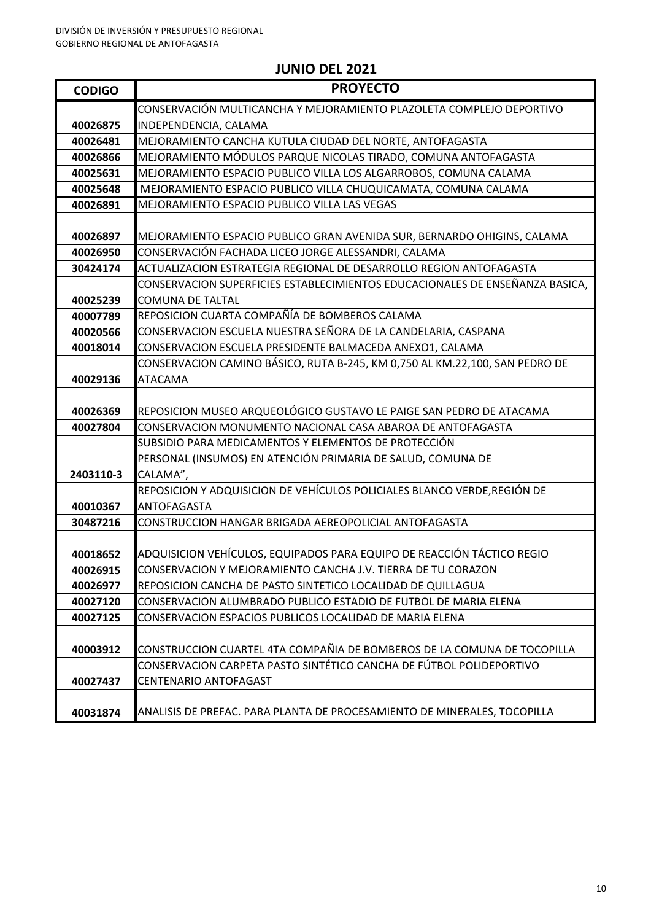DIVISIÓN DE INVERSIÓN Y PRESUPUESTO REGIONAL
GOBIERNO REGIONAL DE ANTOFAGASTA

## JUNIO DEL 2021

| CODIGO | PROYECTO |
|---|---|
| 40026875 | CONSERVACIÓN MULTICANCHA Y MEJORAMIENTO PLAZOLETA COMPLEJO DEPORTIVO INDEPENDENCIA, CALAMA |
| 40026481 | MEJORAMIENTO CANCHA KUTULA CIUDAD DEL NORTE, ANTOFAGASTA |
| 40026866 | MEJORAMIENTO MÓDULOS PARQUE NICOLAS TIRADO, COMUNA ANTOFAGASTA |
| 40025631 | MEJORAMIENTO ESPACIO PUBLICO VILLA LOS ALGARROBOS, COMUNA CALAMA |
| 40025648 | MEJORAMIENTO ESPACIO PUBLICO VILLA CHUQUICAMATA, COMUNA CALAMA |
| 40026891 | MEJORAMIENTO ESPACIO PUBLICO VILLA LAS VEGAS |
| 40026897 | MEJORAMIENTO ESPACIO PUBLICO GRAN AVENIDA SUR, BERNARDO OHIGINS, CALAMA |
| 40026950 | CONSERVACIÓN FACHADA LICEO JORGE ALESSANDRI, CALAMA |
| 30424174 | ACTUALIZACION ESTRATEGIA REGIONAL DE DESARROLLO REGION ANTOFAGASTA |
| 40025239 | CONSERVACION SUPERFICIES ESTABLECIMIENTOS EDUCACIONALES DE ENSEÑANZA BASICA, COMUNA DE TALTAL |
| 40007789 | REPOSICION CUARTA COMPAÑÍA DE BOMBEROS CALAMA |
| 40020566 | CONSERVACION ESCUELA NUESTRA SEÑORA DE LA CANDELARIA, CASPANA |
| 40018014 | CONSERVACION ESCUELA PRESIDENTE BALMACEDA ANEXO1, CALAMA |
| 40029136 | CONSERVACION CAMINO BÁSICO, RUTA B-245, KM 0,750 AL KM.22,100, SAN PEDRO DE ATACAMA |
| 40026369 | REPOSICION MUSEO ARQUEOLÓGICO GUSTAVO LE PAIGE SAN PEDRO DE ATACAMA |
| 40027804 | CONSERVACION MONUMENTO NACIONAL CASA ABAROA DE ANTOFAGASTA |
| 2403110-3 | SUBSIDIO PARA MEDICAMENTOS Y ELEMENTOS DE PROTECCIÓN PERSONAL (INSUMOS) EN ATENCIÓN PRIMARIA DE SALUD, COMUNA DE CALAMA", |
| 40010367 | REPOSICION Y ADQUISICION DE VEHÍCULOS POLICIALES BLANCO VERDE,REGIÓN DE ANTOFAGASTA |
| 30487216 | CONSTRUCCION HANGAR BRIGADA AEREOPOLICIAL ANTOFAGASTA |
| 40018652 | ADQUISICION VEHÍCULOS, EQUIPADOS PARA EQUIPO DE REACCIÓN TÁCTICO REGIO |
| 40026915 | CONSERVACION Y MEJORAMIENTO CANCHA J.V. TIERRA DE TU CORAZON |
| 40026977 | REPOSICION CANCHA DE PASTO SINTETICO LOCALIDAD DE QUILLAGUA |
| 40027120 | CONSERVACION ALUMBRADO PUBLICO ESTADIO DE FUTBOL DE MARIA ELENA |
| 40027125 | CONSERVACION ESPACIOS PUBLICOS LOCALIDAD DE MARIA ELENA |
| 40003912 | CONSTRUCCION CUARTEL 4TA COMPAÑIA DE BOMBEROS DE LA COMUNA DE TOCOPILLA |
| 40027437 | CONSERVACION CARPETA PASTO SINTÉTICO CANCHA DE FÚTBOL POLIDEPORTIVO CENTENARIO ANTOFAGAST |
| 40031874 | ANALISIS DE PREFAC. PARA PLANTA DE PROCESAMIENTO DE MINERALES, TOCOPILLA |